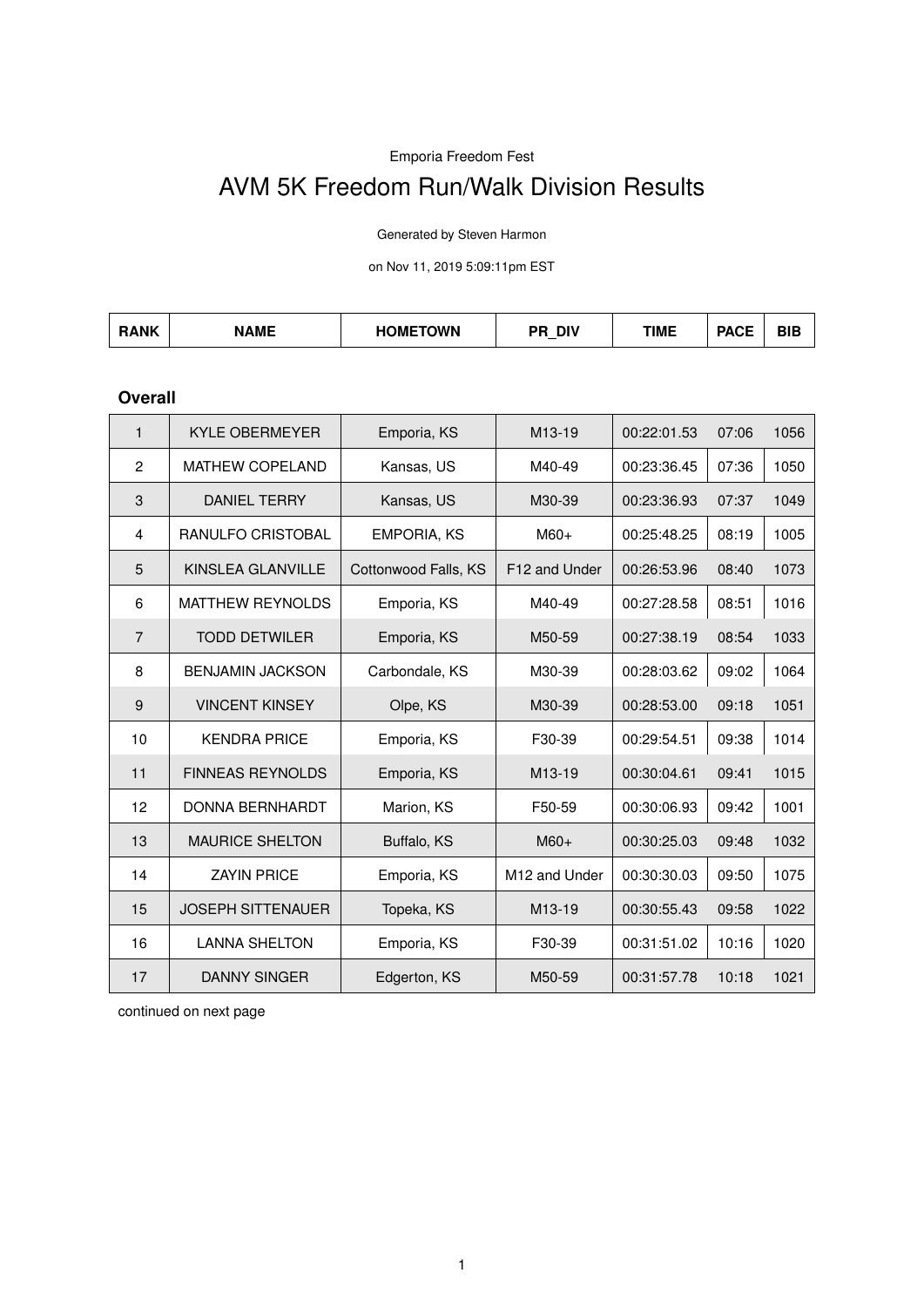Emporia Freedom Fest

# AVM 5K Freedom Run/Walk Division Results

Generated by Steven Harmon

on Nov 11, 2019 5:09:11pm EST

## Overall

| RANK | NAME | HOMETOWN | PR_DIV | TIME | PACE | BIB |
|---|---|---|---|---|---|---|
| 1 | KYLE OBERMEYER | Emporia, KS | M13-19 | 00:22:01.53 | 07:06 | 1056 |
| 2 | MATHEW COPELAND | Kansas, US | M40-49 | 00:23:36.45 | 07:36 | 1050 |
| 3 | DANIEL TERRY | Kansas, US | M30-39 | 00:23:36.93 | 07:37 | 1049 |
| 4 | RANULFO CRISTOBAL | EMPORIA, KS | M60+ | 00:25:48.25 | 08:19 | 1005 |
| 5 | KINSLEA GLANVILLE | Cottonwood Falls, KS | F12 and Under | 00:26:53.96 | 08:40 | 1073 |
| 6 | MATTHEW REYNOLDS | Emporia, KS | M40-49 | 00:27:28.58 | 08:51 | 1016 |
| 7 | TODD DETWILER | Emporia, KS | M50-59 | 00:27:38.19 | 08:54 | 1033 |
| 8 | BENJAMIN JACKSON | Carbondale, KS | M30-39 | 00:28:03.62 | 09:02 | 1064 |
| 9 | VINCENT KINSEY | Olpe, KS | M30-39 | 00:28:53.00 | 09:18 | 1051 |
| 10 | KENDRA PRICE | Emporia, KS | F30-39 | 00:29:54.51 | 09:38 | 1014 |
| 11 | FINNEAS REYNOLDS | Emporia, KS | M13-19 | 00:30:04.61 | 09:41 | 1015 |
| 12 | DONNA BERNHARDT | Marion, KS | F50-59 | 00:30:06.93 | 09:42 | 1001 |
| 13 | MAURICE SHELTON | Buffalo, KS | M60+ | 00:30:25.03 | 09:48 | 1032 |
| 14 | ZAYIN PRICE | Emporia, KS | M12 and Under | 00:30:30.03 | 09:50 | 1075 |
| 15 | JOSEPH SITTENAUER | Topeka, KS | M13-19 | 00:30:55.43 | 09:58 | 1022 |
| 16 | LANNA SHELTON | Emporia, KS | F30-39 | 00:31:51.02 | 10:16 | 1020 |
| 17 | DANNY SINGER | Edgerton, KS | M50-59 | 00:31:57.78 | 10:18 | 1021 |

continued on next page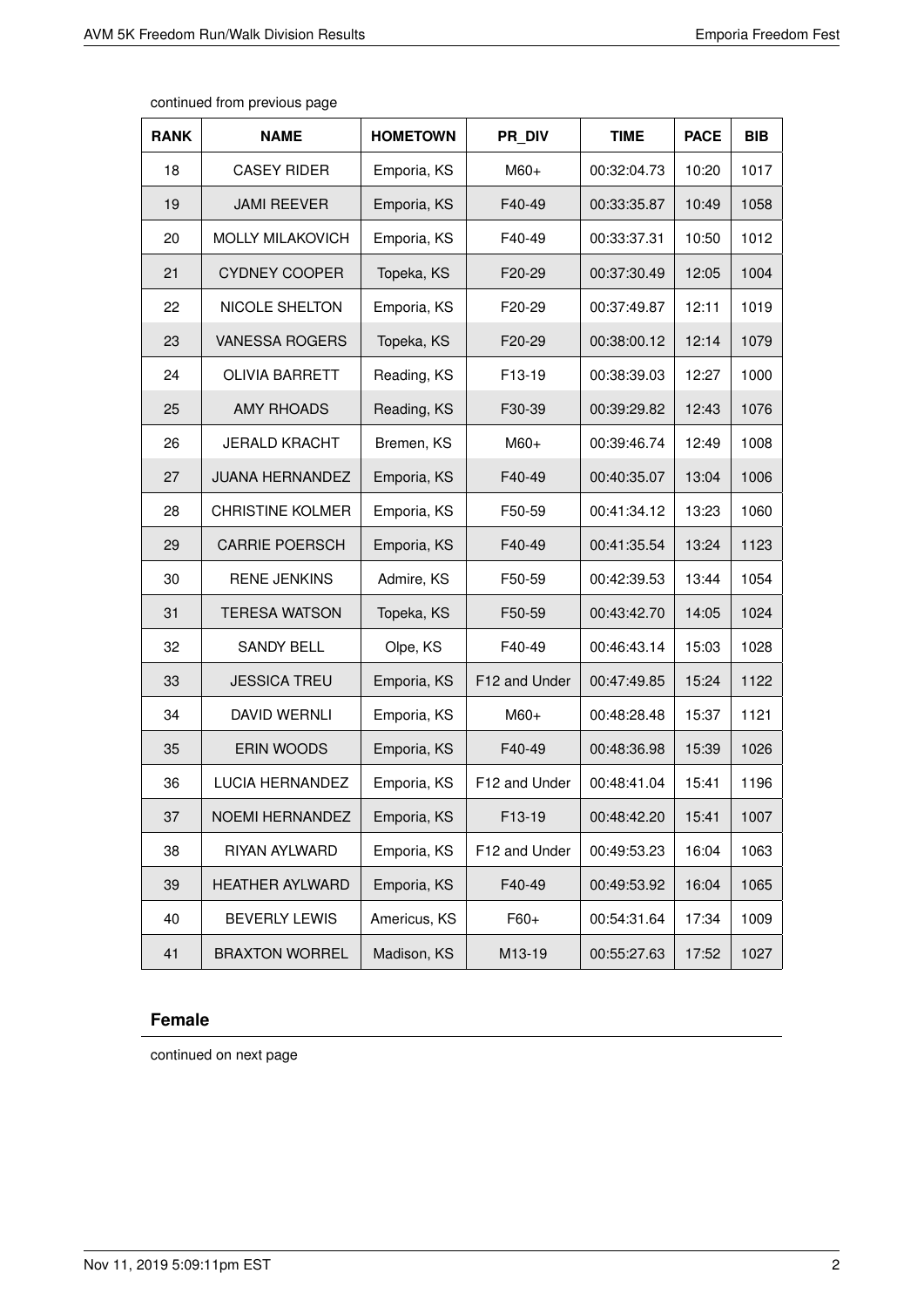continued from previous page

| RANK | NAME | HOMETOWN | PR_DIV | TIME | PACE | BIB |
|---|---|---|---|---|---|---|
| 18 | CASEY RIDER | Emporia, KS | M60+ | 00:32:04.73 | 10:20 | 1017 |
| 19 | JAMI REEVER | Emporia, KS | F40-49 | 00:33:35.87 | 10:49 | 1058 |
| 20 | MOLLY MILAKOVICH | Emporia, KS | F40-49 | 00:33:37.31 | 10:50 | 1012 |
| 21 | CYDNEY COOPER | Topeka, KS | F20-29 | 00:37:30.49 | 12:05 | 1004 |
| 22 | NICOLE SHELTON | Emporia, KS | F20-29 | 00:37:49.87 | 12:11 | 1019 |
| 23 | VANESSA ROGERS | Topeka, KS | F20-29 | 00:38:00.12 | 12:14 | 1079 |
| 24 | OLIVIA BARRETT | Reading, KS | F13-19 | 00:38:39.03 | 12:27 | 1000 |
| 25 | AMY RHOADS | Reading, KS | F30-39 | 00:39:29.82 | 12:43 | 1076 |
| 26 | JERALD KRACHT | Bremen, KS | M60+ | 00:39:46.74 | 12:49 | 1008 |
| 27 | JUANA HERNANDEZ | Emporia, KS | F40-49 | 00:40:35.07 | 13:04 | 1006 |
| 28 | CHRISTINE KOLMER | Emporia, KS | F50-59 | 00:41:34.12 | 13:23 | 1060 |
| 29 | CARRIE POERSCH | Emporia, KS | F40-49 | 00:41:35.54 | 13:24 | 1123 |
| 30 | RENE JENKINS | Admire, KS | F50-59 | 00:42:39.53 | 13:44 | 1054 |
| 31 | TERESA WATSON | Topeka, KS | F50-59 | 00:43:42.70 | 14:05 | 1024 |
| 32 | SANDY BELL | Olpe, KS | F40-49 | 00:46:43.14 | 15:03 | 1028 |
| 33 | JESSICA TREU | Emporia, KS | F12 and Under | 00:47:49.85 | 15:24 | 1122 |
| 34 | DAVID WERNLI | Emporia, KS | M60+ | 00:48:28.48 | 15:37 | 1121 |
| 35 | ERIN WOODS | Emporia, KS | F40-49 | 00:48:36.98 | 15:39 | 1026 |
| 36 | LUCIA HERNANDEZ | Emporia, KS | F12 and Under | 00:48:41.04 | 15:41 | 1196 |
| 37 | NOEMI HERNANDEZ | Emporia, KS | F13-19 | 00:48:42.20 | 15:41 | 1007 |
| 38 | RIYAN AYLWARD | Emporia, KS | F12 and Under | 00:49:53.23 | 16:04 | 1063 |
| 39 | HEATHER AYLWARD | Emporia, KS | F40-49 | 00:49:53.92 | 16:04 | 1065 |
| 40 | BEVERLY LEWIS | Americus, KS | F60+ | 00:54:31.64 | 17:34 | 1009 |
| 41 | BRAXTON WORREL | Madison, KS | M13-19 | 00:55:27.63 | 17:52 | 1027 |

## Female

continued on next page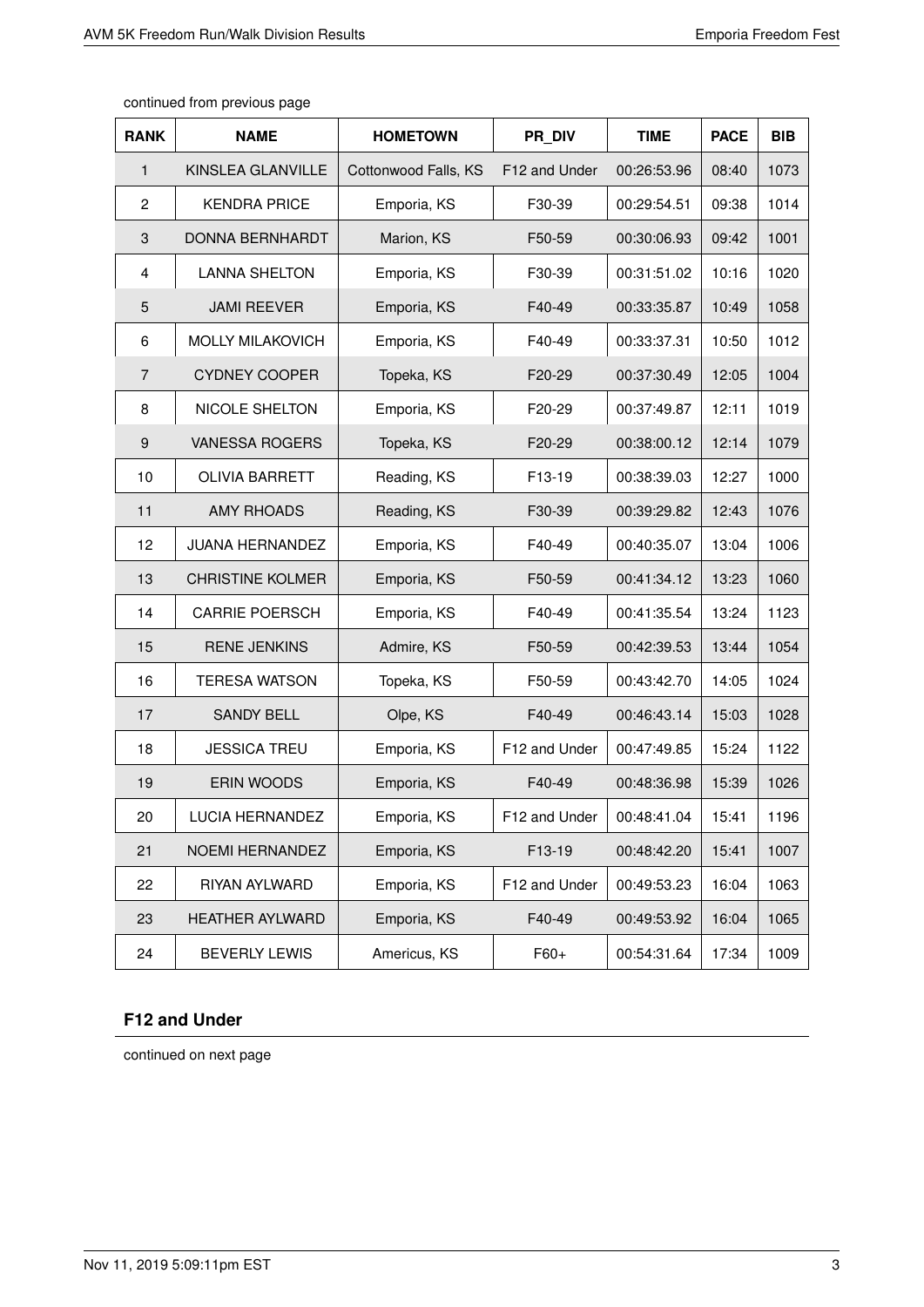continued from previous page

| RANK | NAME | HOMETOWN | PR_DIV | TIME | PACE | BIB |
|---|---|---|---|---|---|---|
| 1 | KINSLEA GLANVILLE | Cottonwood Falls, KS | F12 and Under | 00:26:53.96 | 08:40 | 1073 |
| 2 | KENDRA PRICE | Emporia, KS | F30-39 | 00:29:54.51 | 09:38 | 1014 |
| 3 | DONNA BERNHARDT | Marion, KS | F50-59 | 00:30:06.93 | 09:42 | 1001 |
| 4 | LANNA SHELTON | Emporia, KS | F30-39 | 00:31:51.02 | 10:16 | 1020 |
| 5 | JAMI REEVER | Emporia, KS | F40-49 | 00:33:35.87 | 10:49 | 1058 |
| 6 | MOLLY MILAKOVICH | Emporia, KS | F40-49 | 00:33:37.31 | 10:50 | 1012 |
| 7 | CYDNEY COOPER | Topeka, KS | F20-29 | 00:37:30.49 | 12:05 | 1004 |
| 8 | NICOLE SHELTON | Emporia, KS | F20-29 | 00:37:49.87 | 12:11 | 1019 |
| 9 | VANESSA ROGERS | Topeka, KS | F20-29 | 00:38:00.12 | 12:14 | 1079 |
| 10 | OLIVIA BARRETT | Reading, KS | F13-19 | 00:38:39.03 | 12:27 | 1000 |
| 11 | AMY RHOADS | Reading, KS | F30-39 | 00:39:29.82 | 12:43 | 1076 |
| 12 | JUANA HERNANDEZ | Emporia, KS | F40-49 | 00:40:35.07 | 13:04 | 1006 |
| 13 | CHRISTINE KOLMER | Emporia, KS | F50-59 | 00:41:34.12 | 13:23 | 1060 |
| 14 | CARRIE POERSCH | Emporia, KS | F40-49 | 00:41:35.54 | 13:24 | 1123 |
| 15 | RENE JENKINS | Admire, KS | F50-59 | 00:42:39.53 | 13:44 | 1054 |
| 16 | TERESA WATSON | Topeka, KS | F50-59 | 00:43:42.70 | 14:05 | 1024 |
| 17 | SANDY BELL | Olpe, KS | F40-49 | 00:46:43.14 | 15:03 | 1028 |
| 18 | JESSICA TREU | Emporia, KS | F12 and Under | 00:47:49.85 | 15:24 | 1122 |
| 19 | ERIN WOODS | Emporia, KS | F40-49 | 00:48:36.98 | 15:39 | 1026 |
| 20 | LUCIA HERNANDEZ | Emporia, KS | F12 and Under | 00:48:41.04 | 15:41 | 1196 |
| 21 | NOEMI HERNANDEZ | Emporia, KS | F13-19 | 00:48:42.20 | 15:41 | 1007 |
| 22 | RIYAN AYLWARD | Emporia, KS | F12 and Under | 00:49:53.23 | 16:04 | 1063 |
| 23 | HEATHER AYLWARD | Emporia, KS | F40-49 | 00:49:53.92 | 16:04 | 1065 |
| 24 | BEVERLY LEWIS | Americus, KS | F60+ | 00:54:31.64 | 17:34 | 1009 |

### F12 and Under

continued on next page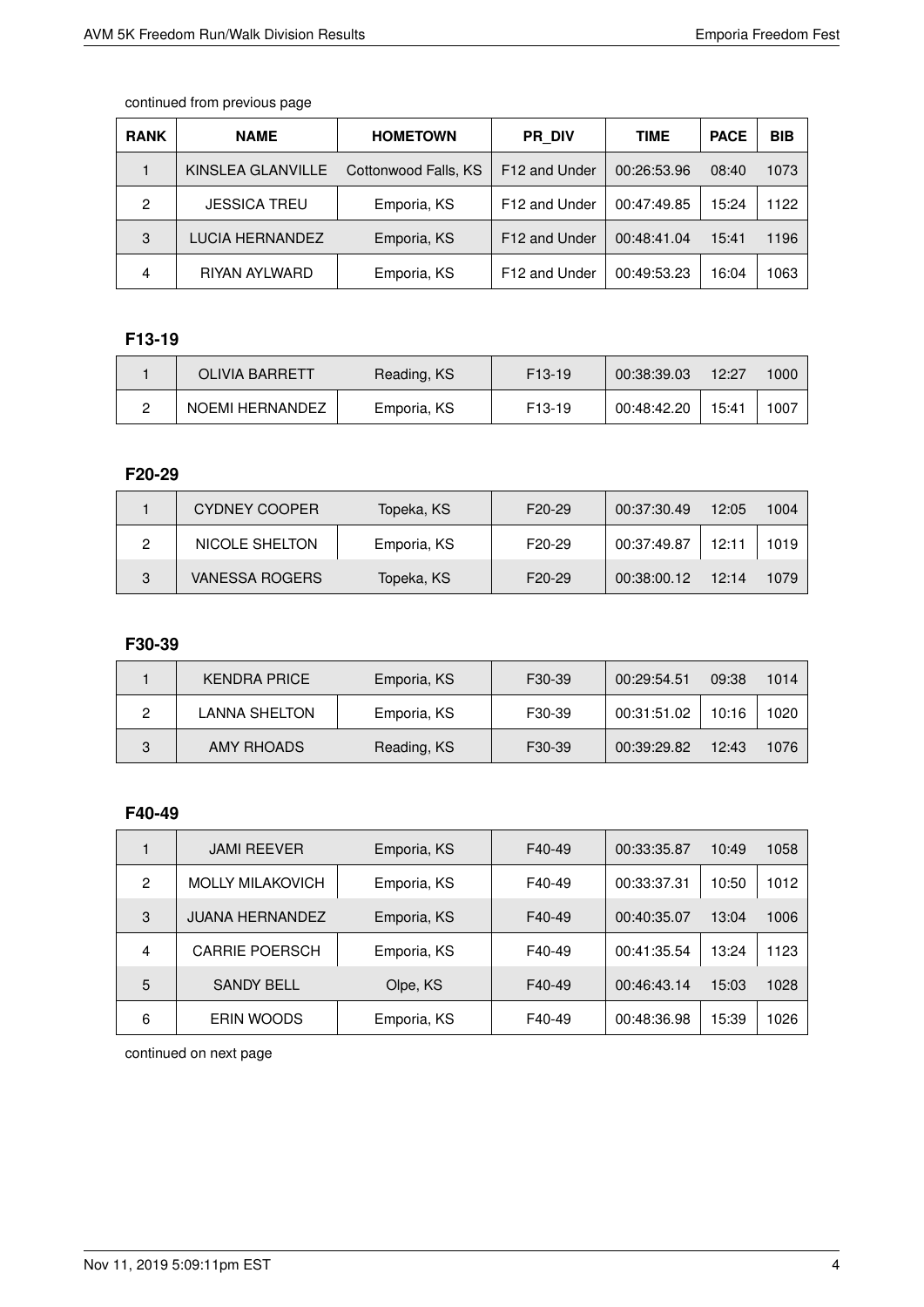continued from previous page

| RANK | NAME | HOMETOWN | PR_DIV | TIME | PACE | BIB |
|---|---|---|---|---|---|---|
| 1 | KINSLEA GLANVILLE | Cottonwood Falls, KS | F12 and Under | 00:26:53.96 | 08:40 | 1073 |
| 2 | JESSICA TREU | Emporia, KS | F12 and Under | 00:47:49.85 | 15:24 | 1122 |
| 3 | LUCIA HERNANDEZ | Emporia, KS | F12 and Under | 00:48:41.04 | 15:41 | 1196 |
| 4 | RIYAN AYLWARD | Emporia, KS | F12 and Under | 00:49:53.23 | 16:04 | 1063 |

## F13-19

| | | | | | | |
|---|---|---|---|---|---|---|
| 1 | OLIVIA BARRETT | Reading, KS | F13-19 | 00:38:39.03 | 12:27 | 1000 |
| 2 | NOEMI HERNANDEZ | Emporia, KS | F13-19 | 00:48:42.20 | 15:41 | 1007 |

## F20-29

| | | | | | | |
|---|---|---|---|---|---|---|
| 1 | CYDNEY COOPER | Topeka, KS | F20-29 | 00:37:30.49 | 12:05 | 1004 |
| 2 | NICOLE SHELTON | Emporia, KS | F20-29 | 00:37:49.87 | 12:11 | 1019 |
| 3 | VANESSA ROGERS | Topeka, KS | F20-29 | 00:38:00.12 | 12:14 | 1079 |

## F30-39

| | | | | | | |
|---|---|---|---|---|---|---|
| 1 | KENDRA PRICE | Emporia, KS | F30-39 | 00:29:54.51 | 09:38 | 1014 |
| 2 | LANNA SHELTON | Emporia, KS | F30-39 | 00:31:51.02 | 10:16 | 1020 |
| 3 | AMY RHOADS | Reading, KS | F30-39 | 00:39:29.82 | 12:43 | 1076 |

## F40-49

| | | | | | | |
|---|---|---|---|---|---|---|
| 1 | JAMI REEVER | Emporia, KS | F40-49 | 00:33:35.87 | 10:49 | 1058 |
| 2 | MOLLY MILAKOVICH | Emporia, KS | F40-49 | 00:33:37.31 | 10:50 | 1012 |
| 3 | JUANA HERNANDEZ | Emporia, KS | F40-49 | 00:40:35.07 | 13:04 | 1006 |
| 4 | CARRIE POERSCH | Emporia, KS | F40-49 | 00:41:35.54 | 13:24 | 1123 |
| 5 | SANDY BELL | Olpe, KS | F40-49 | 00:46:43.14 | 15:03 | 1028 |
| 6 | ERIN WOODS | Emporia, KS | F40-49 | 00:48:36.98 | 15:39 | 1026 |

continued on next page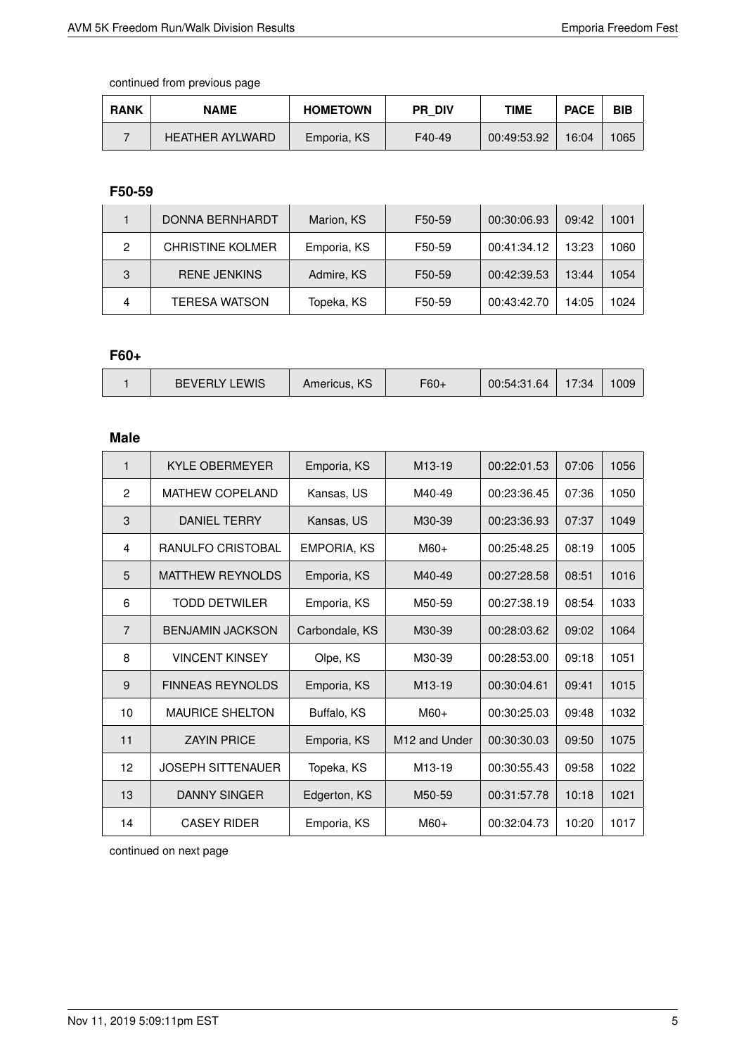continued from previous page

| RANK | NAME | HOMETOWN | PR_DIV | TIME | PACE | BIB |
|---|---|---|---|---|---|---|
| 7 | HEATHER AYLWARD | Emporia, KS | F40-49 | 00:49:53.92 | 16:04 | 1065 |

**F50-59**

| | | | | | | |
|---|---|---|---|---|---|---|
| 1 | DONNA BERNHARDT | Marion, KS | F50-59 | 00:30:06.93 | 09:42 | 1001 |
| 2 | CHRISTINE KOLMER | Emporia, KS | F50-59 | 00:41:34.12 | 13:23 | 1060 |
| 3 | RENE JENKINS | Admire, KS | F50-59 | 00:42:39.53 | 13:44 | 1054 |
| 4 | TERESA WATSON | Topeka, KS | F50-59 | 00:43:42.70 | 14:05 | 1024 |

**F60+**

| | | | | | | |
|---|---|---|---|---|---|---|
| 1 | BEVERLY LEWIS | Americus, KS | F60+ | 00:54:31.64 | 17:34 | 1009 |

**Male**

| | | | | | | |
|---|---|---|---|---|---|---|
| 1 | KYLE OBERMEYER | Emporia, KS | M13-19 | 00:22:01.53 | 07:06 | 1056 |
| 2 | MATHEW COPELAND | Kansas, US | M40-49 | 00:23:36.45 | 07:36 | 1050 |
| 3 | DANIEL TERRY | Kansas, US | M30-39 | 00:23:36.93 | 07:37 | 1049 |
| 4 | RANULFO CRISTOBAL | EMPORIA, KS | M60+ | 00:25:48.25 | 08:19 | 1005 |
| 5 | MATTHEW REYNOLDS | Emporia, KS | M40-49 | 00:27:28.58 | 08:51 | 1016 |
| 6 | TODD DETWILER | Emporia, KS | M50-59 | 00:27:38.19 | 08:54 | 1033 |
| 7 | BENJAMIN JACKSON | Carbondale, KS | M30-39 | 00:28:03.62 | 09:02 | 1064 |
| 8 | VINCENT KINSEY | Olpe, KS | M30-39 | 00:28:53.00 | 09:18 | 1051 |
| 9 | FINNEAS REYNOLDS | Emporia, KS | M13-19 | 00:30:04.61 | 09:41 | 1015 |
| 10 | MAURICE SHELTON | Buffalo, KS | M60+ | 00:30:25.03 | 09:48 | 1032 |
| 11 | ZAYIN PRICE | Emporia, KS | M12 and Under | 00:30:30.03 | 09:50 | 1075 |
| 12 | JOSEPH SITTENAUER | Topeka, KS | M13-19 | 00:30:55.43 | 09:58 | 1022 |
| 13 | DANNY SINGER | Edgerton, KS | M50-59 | 00:31:57.78 | 10:18 | 1021 |
| 14 | CASEY RIDER | Emporia, KS | M60+ | 00:32:04.73 | 10:20 | 1017 |

continued on next page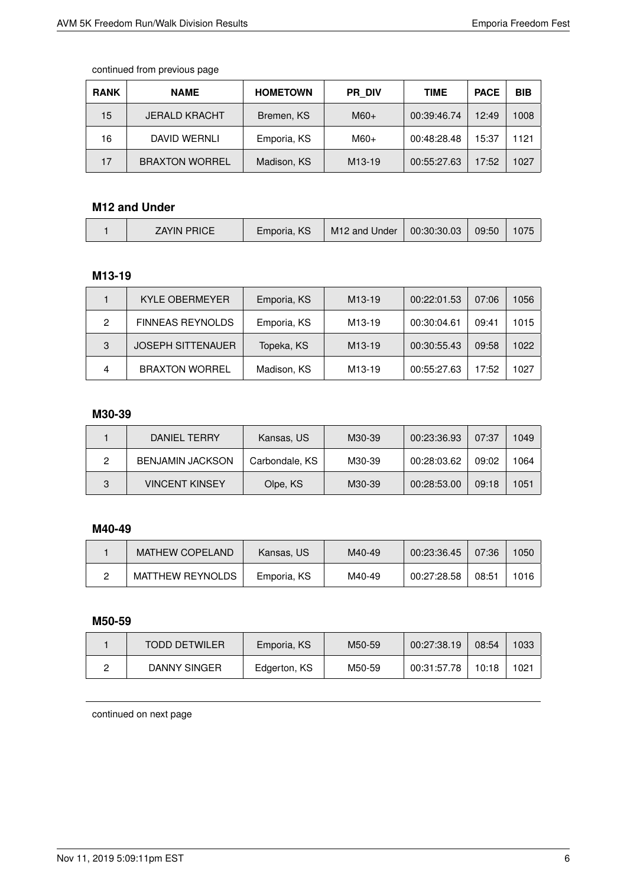continued from previous page

| RANK | NAME | HOMETOWN | PR_DIV | TIME | PACE | BIB |
|---|---|---|---|---|---|---|
| 15 | JERALD KRACHT | Bremen, KS | M60+ | 00:39:46.74 | 12:49 | 1008 |
| 16 | DAVID WERNLI | Emporia, KS | M60+ | 00:48:28.48 | 15:37 | 1121 |
| 17 | BRAXTON WORREL | Madison, KS | M13-19 | 00:55:27.63 | 17:52 | 1027 |

### M12 and Under

| | | | | | | |
|---|---|---|---|---|---|---|
| 1 | ZAYIN PRICE | Emporia, KS | M12 and Under | 00:30:30.03 | 09:50 | 1075 |

### M13-19

| | | | | | | |
|---|---|---|---|---|---|---|
| 1 | KYLE OBERMEYER | Emporia, KS | M13-19 | 00:22:01.53 | 07:06 | 1056 |
| 2 | FINNEAS REYNOLDS | Emporia, KS | M13-19 | 00:30:04.61 | 09:41 | 1015 |
| 3 | JOSEPH SITTENAUER | Topeka, KS | M13-19 | 00:30:55.43 | 09:58 | 1022 |
| 4 | BRAXTON WORREL | Madison, KS | M13-19 | 00:55:27.63 | 17:52 | 1027 |

### M30-39

| | | | | | | |
|---|---|---|---|---|---|---|
| 1 | DANIEL TERRY | Kansas, US | M30-39 | 00:23:36.93 | 07:37 | 1049 |
| 2 | BENJAMIN JACKSON | Carbondale, KS | M30-39 | 00:28:03.62 | 09:02 | 1064 |
| 3 | VINCENT KINSEY | Olpe, KS | M30-39 | 00:28:53.00 | 09:18 | 1051 |

### M40-49

| | | | | | | |
|---|---|---|---|---|---|---|
| 1 | MATHEW COPELAND | Kansas, US | M40-49 | 00:23:36.45 | 07:36 | 1050 |
| 2 | MATTHEW REYNOLDS | Emporia, KS | M40-49 | 00:27:28.58 | 08:51 | 1016 |

### M50-59

| | | | | | | |
|---|---|---|---|---|---|---|
| 1 | TODD DETWILER | Emporia, KS | M50-59 | 00:27:38.19 | 08:54 | 1033 |
| 2 | DANNY SINGER | Edgerton, KS | M50-59 | 00:31:57.78 | 10:18 | 1021 |

continued on next page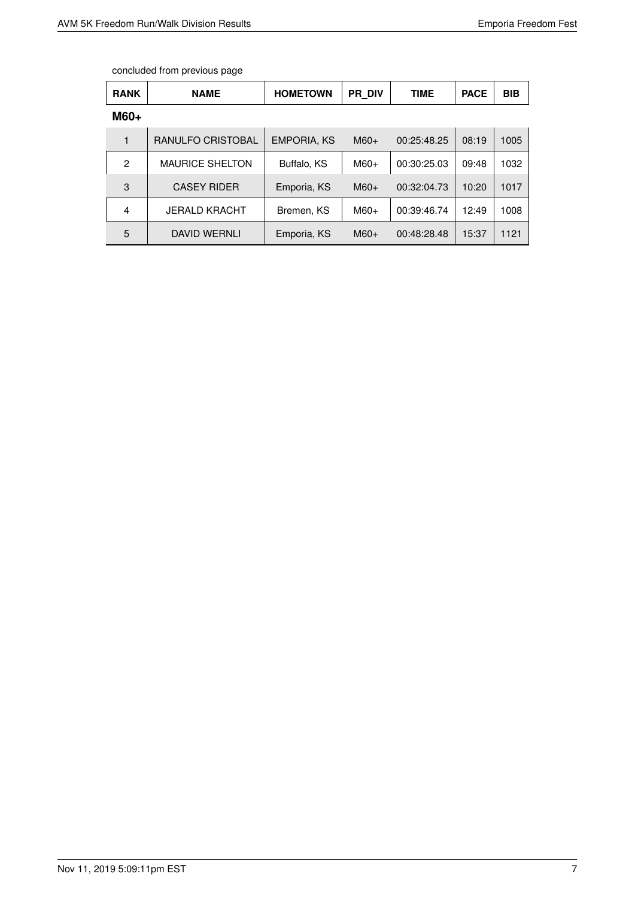concluded from previous page

| RANK | NAME | HOMETOWN | PR_DIV | TIME | PACE | BIB |
|---|---|---|---|---|---|---|
| **M60+** | | | | | | |
| 1 | RANULFO CRISTOBAL | EMPORIA, KS | M60+ | 00:25:48.25 | 08:19 | 1005 |
| 2 | MAURICE SHELTON | Buffalo, KS | M60+ | 00:30:25.03 | 09:48 | 1032 |
| 3 | CASEY RIDER | Emporia, KS | M60+ | 00:32:04.73 | 10:20 | 1017 |
| 4 | JERALD KRACHT | Bremen, KS | M60+ | 00:39:46.74 | 12:49 | 1008 |
| 5 | DAVID WERNLI | Emporia, KS | M60+ | 00:48:28.48 | 15:37 | 1121 |